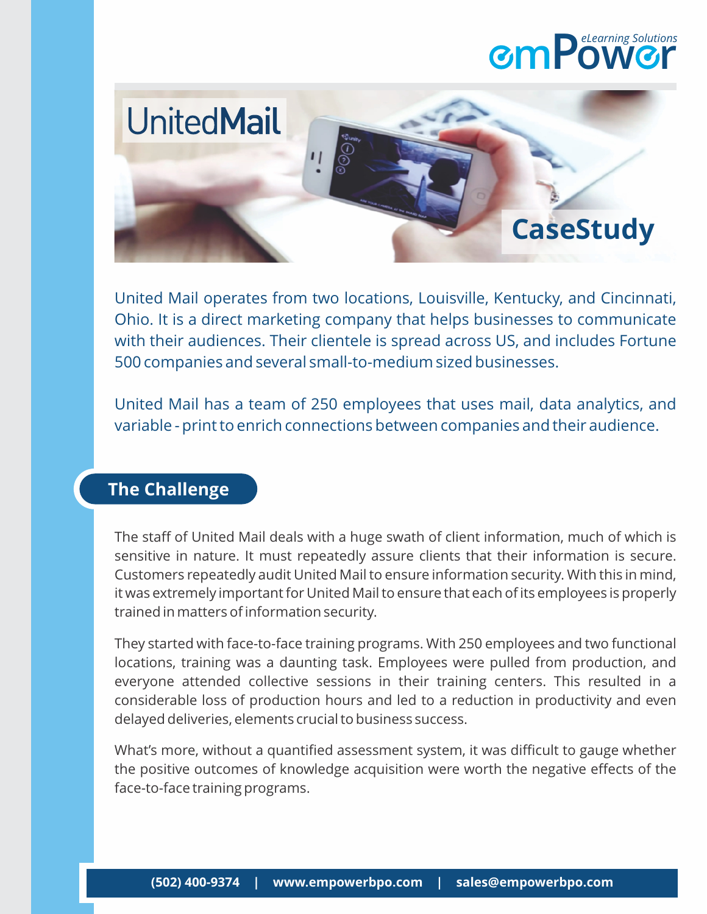# UnitedMail

## CaseStudy

United Mail operates from two locations, Louisville, Kentucky, and Cincinnati, Ohio. It is a direct marketing company that helps businesses to communicate with their audiences. Their clientele is spread across US, and includes Fortune 500 companies and several small-to-medium sized businesses.

United Mail has a team of 250 employees that uses mail, data analytics, and variable - print to enrich connections between companies and their audience.

## The Challenge

The staff of United Mail deals with a huge swath of client information, much of which is sensitive in nature. It must repeatedly assure clients that their information is secure. Customers repeatedly audit United Mail to ensure information security. With this in mind, it was extremely important for United Mail to ensure that each of its employees is properly trained in matters of information security.

They started with face-to-face training programs. With 250 employees and two functional locations, training was a daunting task. Employees were pulled from production, and everyone attended collective sessions in their training centers. This resulted in a considerable loss of production hours and led to a reduction in productivity and even delayed deliveries, elements crucial to business success.

What's more, without a quantified assessment system, it was difficult to gauge whether the positive outcomes of knowledge acquisition were worth the negative effects of the face-to-face training programs.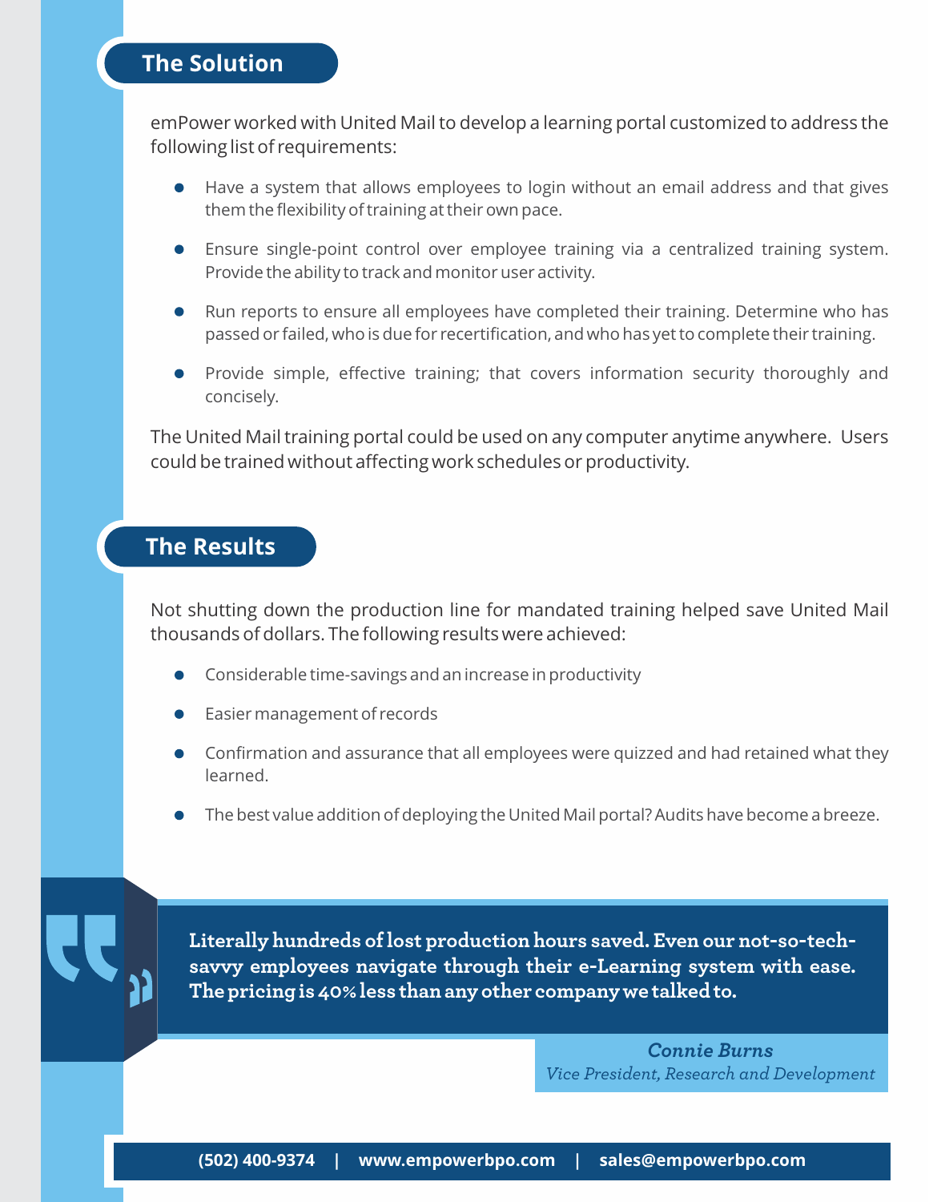## The Solution

emPower worked with United Mail to develop a learning portal customized to address the following list of requirements:

- Have a system that allows employees to login without an email address and that gives them the flexibility of training at their own pace.
- Ensure single-point control over employee training via a centralized training system. Provide the ability to track and monitor user activity.
- Run reports to ensure all employees have completed their training. Determine who has passed or failed, who is due for recertification, and who has yet to complete their training.
- Provide simple, effective training; that covers information security thoroughly and concisely.

The United Mail training portal could be used on any computer anytime anywhere. Users could be trained without affecting work schedules or productivity.

## The Results

Not shutting down the production line for mandated training helped save United Mail thousands of dollars. The following results were achieved:

- Considerable time-savings and an increase in productivity
- Easier management of records
- Confirmation and assurance that all employees were quizzed and had retained what they learned.
- The best value addition of deploying the United Mail portal? Audits have become a breeze.

> **Literally hundreds of lost production hours saved. Even our not-so-tech-savvy employees navigate through their e-Learning system with ease. The pricing is 40% less than any other company we talked to.**
>
> ***Connie Burns***
> *Vice President, Research and Development*

**(502) 400-9374 | www.empowerbpo.com | sales@empowerbpo.com**